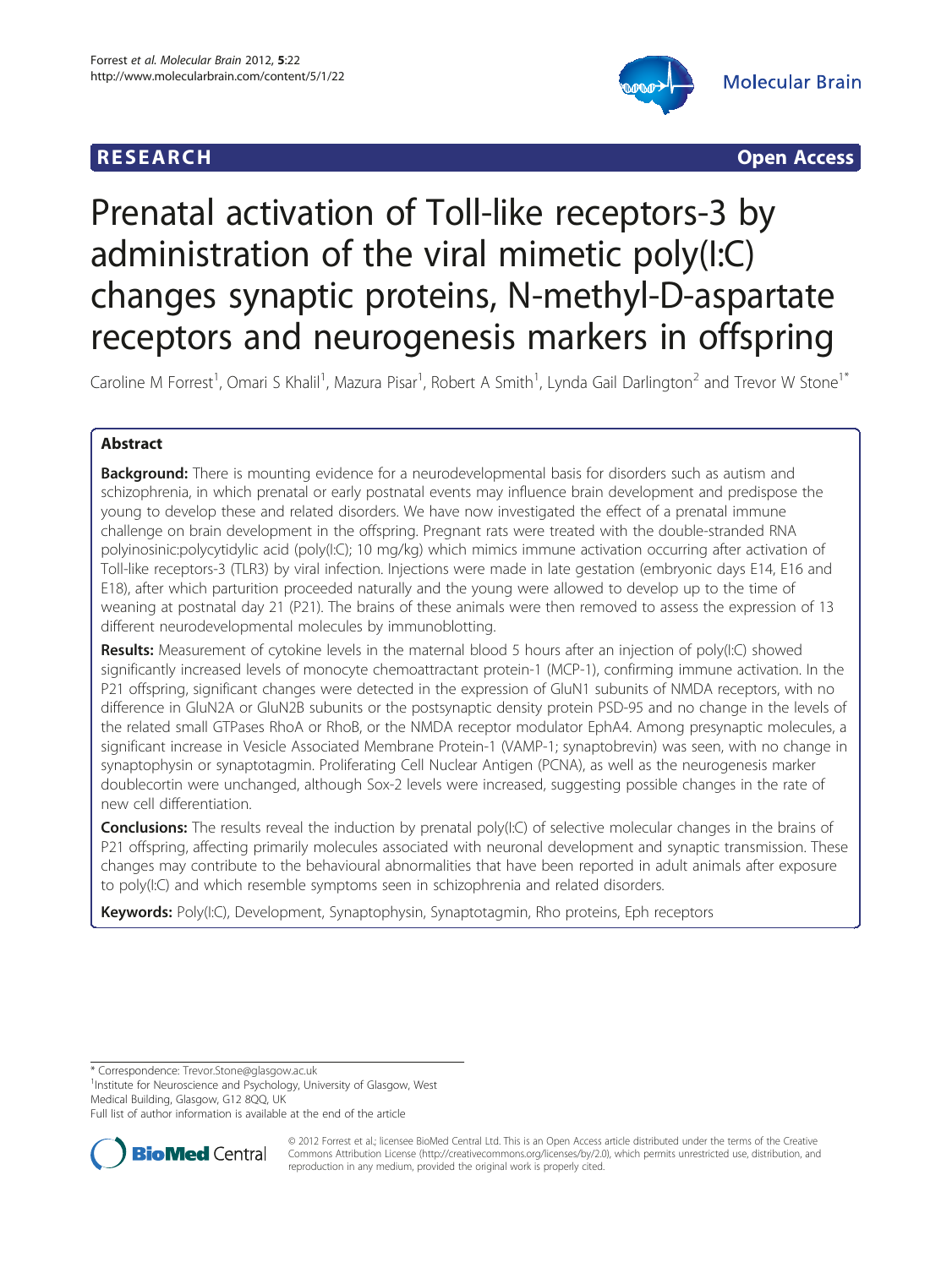RESEARCH Open Access

# Prenatal activation of Toll-like receptors-3 by administration of the viral mimetic poly(I:C) changes synaptic proteins, N-methyl-D-aspartate receptors and neurogenesis markers in offspring

Caroline M Forrest[1], Omari S Khalil[1], Mazura Pisar[1], Robert A Smith[1], Lynda Gail Darlington[2] and Trevor W Stone[1*]

## Abstract

**Background:** There is mounting evidence for a neurodevelopmental basis for disorders such as autism and schizophrenia, in which prenatal or early postnatal events may influence brain development and predispose the young to develop these and related disorders. We have now investigated the effect of a prenatal immune challenge on brain development in the offspring. Pregnant rats were treated with the double-stranded RNA polyinosinic:polycytidylic acid (poly(I:C); 10 mg/kg) which mimics immune activation occurring after activation of Toll-like receptors-3 (TLR3) by viral infection. Injections were made in late gestation (embryonic days E14, E16 and E18), after which parturition proceeded naturally and the young were allowed to develop up to the time of weaning at postnatal day 21 (P21). The brains of these animals were then removed to assess the expression of 13 different neurodevelopmental molecules by immunoblotting.

**Results:** Measurement of cytokine levels in the maternal blood 5 hours after an injection of poly(I:C) showed significantly increased levels of monocyte chemoattractant protein-1 (MCP-1), confirming immune activation. In the P21 offspring, significant changes were detected in the expression of GluN1 subunits of NMDA receptors, with no difference in GluN2A or GluN2B subunits or the postsynaptic density protein PSD-95 and no change in the levels of the related small GTPases RhoA or RhoB, or the NMDA receptor modulator EphA4. Among presynaptic molecules, a significant increase in Vesicle Associated Membrane Protein-1 (VAMP-1; synaptobrevin) was seen, with no change in synaptophysin or synaptotagmin. Proliferating Cell Nuclear Antigen (PCNA), as well as the neurogenesis marker doublecortin were unchanged, although Sox-2 levels were increased, suggesting possible changes in the rate of new cell differentiation.

**Conclusions:** The results reveal the induction by prenatal poly(I:C) of selective molecular changes in the brains of P21 offspring, affecting primarily molecules associated with neuronal development and synaptic transmission. These changes may contribute to the behavioural abnormalities that have been reported in adult animals after exposure to poly(I:C) and which resemble symptoms seen in schizophrenia and related disorders.

**Keywords:** Poly(I:C), Development, Synaptophysin, Synaptotagmin, Rho proteins, Eph receptors

* Correspondence: Trevor.Stone@glasgow.ac.uk
[1]Institute for Neuroscience and Psychology, University of Glasgow, West Medical Building, Glasgow, G12 8QQ, UK
Full list of author information is available at the end of the article

© 2012 Forrest et al.; licensee BioMed Central Ltd. This is an Open Access article distributed under the terms of the Creative Commons Attribution License (http://creativecommons.org/licenses/by/2.0), which permits unrestricted use, distribution, and reproduction in any medium, provided the original work is properly cited.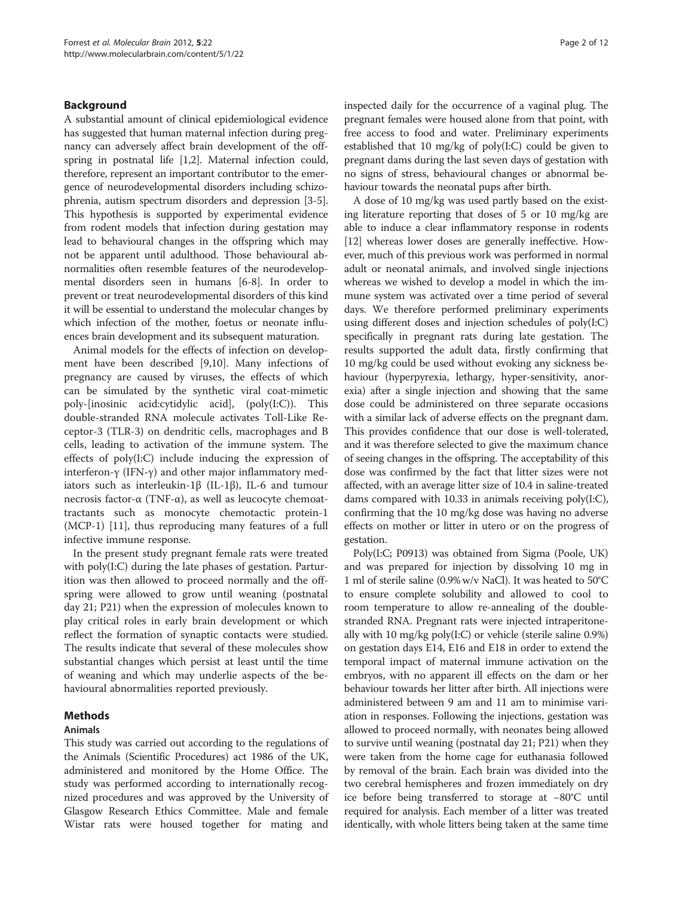## Background

A substantial amount of clinical epidemiological evidence has suggested that human maternal infection during pregnancy can adversely affect brain development of the offspring in postnatal life [1,2]. Maternal infection could, therefore, represent an important contributor to the emergence of neurodevelopmental disorders including schizophrenia, autism spectrum disorders and depression [3-5]. This hypothesis is supported by experimental evidence from rodent models that infection during gestation may lead to behavioural changes in the offspring which may not be apparent until adulthood. Those behavioural abnormalities often resemble features of the neurodevelopmental disorders seen in humans [6-8]. In order to prevent or treat neurodevelopmental disorders of this kind it will be essential to understand the molecular changes by which infection of the mother, foetus or neonate influences brain development and its subsequent maturation.

Animal models for the effects of infection on development have been described [9,10]. Many infections of pregnancy are caused by viruses, the effects of which can be simulated by the synthetic viral coat-mimetic poly-[inosinic acid:cytidylic acid], (poly(I:C)). This double-stranded RNA molecule activates Toll-Like Receptor-3 (TLR-3) on dendritic cells, macrophages and B cells, leading to activation of the immune system. The effects of poly(I:C) include inducing the expression of interferon-γ (IFN-γ) and other major inflammatory mediators such as interleukin-1β (IL-1β), IL-6 and tumour necrosis factor-α (TNF-α), as well as leucocyte chemoattractants such as monocyte chemotactic protein-1 (MCP-1) [11], thus reproducing many features of a full infective immune response.

In the present study pregnant female rats were treated with poly(I:C) during the late phases of gestation. Parturition was then allowed to proceed normally and the offspring were allowed to grow until weaning (postnatal day 21; P21) when the expression of molecules known to play critical roles in early brain development or which reflect the formation of synaptic contacts were studied. The results indicate that several of these molecules show substantial changes which persist at least until the time of weaning and which may underlie aspects of the behavioural abnormalities reported previously.

## Methods

### Animals

This study was carried out according to the regulations of the Animals (Scientific Procedures) act 1986 of the UK, administered and monitored by the Home Office. The study was performed according to internationally recognized procedures and was approved by the University of Glasgow Research Ethics Committee. Male and female Wistar rats were housed together for mating and inspected daily for the occurrence of a vaginal plug. The pregnant females were housed alone from that point, with free access to food and water. Preliminary experiments established that 10 mg/kg of poly(I:C) could be given to pregnant dams during the last seven days of gestation with no signs of stress, behavioural changes or abnormal behaviour towards the neonatal pups after birth.

A dose of 10 mg/kg was used partly based on the existing literature reporting that doses of 5 or 10 mg/kg are able to induce a clear inflammatory response in rodents [12] whereas lower doses are generally ineffective. However, much of this previous work was performed in normal adult or neonatal animals, and involved single injections whereas we wished to develop a model in which the immune system was activated over a time period of several days. We therefore performed preliminary experiments using different doses and injection schedules of poly(I:C) specifically in pregnant rats during late gestation. The results supported the adult data, firstly confirming that 10 mg/kg could be used without evoking any sickness behaviour (hyperpyrexia, lethargy, hyper-sensitivity, anorexia) after a single injection and showing that the same dose could be administered on three separate occasions with a similar lack of adverse effects on the pregnant dam. This provides confidence that our dose is well-tolerated, and it was therefore selected to give the maximum chance of seeing changes in the offspring. The acceptability of this dose was confirmed by the fact that litter sizes were not affected, with an average litter size of 10.4 in saline-treated dams compared with 10.33 in animals receiving poly(I:C), confirming that the 10 mg/kg dose was having no adverse effects on mother or litter in utero or on the progress of gestation.

Poly(I:C; P0913) was obtained from Sigma (Poole, UK) and was prepared for injection by dissolving 10 mg in 1 ml of sterile saline (0.9% w/v NaCl). It was heated to 50°C to ensure complete solubility and allowed to cool to room temperature to allow re-annealing of the double-stranded RNA. Pregnant rats were injected intraperitoneally with 10 mg/kg poly(I:C) or vehicle (sterile saline 0.9%) on gestation days E14, E16 and E18 in order to extend the temporal impact of maternal immune activation on the embryos, with no apparent ill effects on the dam or her behaviour towards her litter after birth. All injections were administered between 9 am and 11 am to minimise variation in responses. Following the injections, gestation was allowed to proceed normally, with neonates being allowed to survive until weaning (postnatal day 21; P21) when they were taken from the home cage for euthanasia followed by removal of the brain. Each brain was divided into the two cerebral hemispheres and frozen immediately on dry ice before being transferred to storage at −80°C until required for analysis. Each member of a litter was treated identically, with whole litters being taken at the same time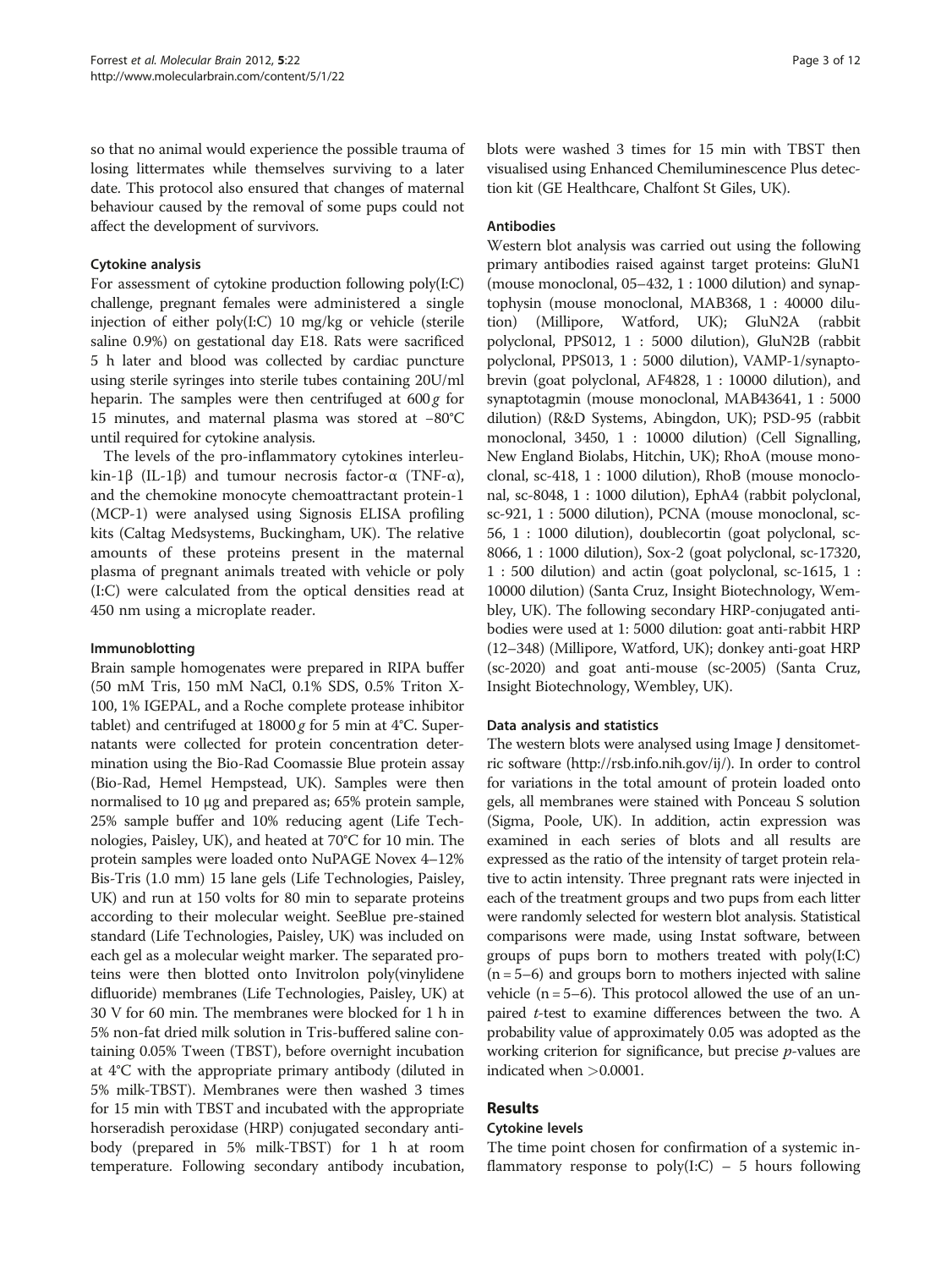so that no animal would experience the possible trauma of losing littermates while themselves surviving to a later date. This protocol also ensured that changes of maternal behaviour caused by the removal of some pups could not affect the development of survivors.

### Cytokine analysis

For assessment of cytokine production following poly(I:C) challenge, pregnant females were administered a single injection of either poly(I:C) 10 mg/kg or vehicle (sterile saline 0.9%) on gestational day E18. Rats were sacrificed 5 h later and blood was collected by cardiac puncture using sterile syringes into sterile tubes containing 20U/ml heparin. The samples were then centrifuged at 600 *g* for 15 minutes, and maternal plasma was stored at −80°C until required for cytokine analysis.

The levels of the pro-inflammatory cytokines interleukin-1β (IL-1β) and tumour necrosis factor-α (TNF-α), and the chemokine monocyte chemoattractant protein-1 (MCP-1) were analysed using Signosis ELISA profiling kits (Caltag Medsystems, Buckingham, UK). The relative amounts of these proteins present in the maternal plasma of pregnant animals treated with vehicle or poly (I:C) were calculated from the optical densities read at 450 nm using a microplate reader.

### Immunoblotting

Brain sample homogenates were prepared in RIPA buffer (50 mM Tris, 150 mM NaCl, 0.1% SDS, 0.5% Triton X-100, 1% IGEPAL, and a Roche complete protease inhibitor tablet) and centrifuged at 18000 *g* for 5 min at 4°C. Supernatants were collected for protein concentration determination using the Bio-Rad Coomassie Blue protein assay (Bio-Rad, Hemel Hempstead, UK). Samples were then normalised to 10 μg and prepared as; 65% protein sample, 25% sample buffer and 10% reducing agent (Life Technologies, Paisley, UK), and heated at 70°C for 10 min. The protein samples were loaded onto NuPAGE Novex 4–12% Bis-Tris (1.0 mm) 15 lane gels (Life Technologies, Paisley, UK) and run at 150 volts for 80 min to separate proteins according to their molecular weight. SeeBlue pre-stained standard (Life Technologies, Paisley, UK) was included on each gel as a molecular weight marker. The separated proteins were then blotted onto Invitrolon poly(vinylidene difluoride) membranes (Life Technologies, Paisley, UK) at 30 V for 60 min. The membranes were blocked for 1 h in 5% non-fat dried milk solution in Tris-buffered saline containing 0.05% Tween (TBST), before overnight incubation at 4°C with the appropriate primary antibody (diluted in 5% milk-TBST). Membranes were then washed 3 times for 15 min with TBST and incubated with the appropriate horseradish peroxidase (HRP) conjugated secondary antibody (prepared in 5% milk-TBST) for 1 h at room temperature. Following secondary antibody incubation, blots were washed 3 times for 15 min with TBST then visualised using Enhanced Chemiluminescence Plus detection kit (GE Healthcare, Chalfont St Giles, UK).

### Antibodies

Western blot analysis was carried out using the following primary antibodies raised against target proteins: GluN1 (mouse monoclonal, 05–432, 1 : 1000 dilution) and synaptophysin (mouse monoclonal, MAB368, 1 : 40000 dilution) (Millipore, Watford, UK); GluN2A (rabbit polyclonal, PPS012, 1 : 5000 dilution), GluN2B (rabbit polyclonal, PPS013, 1 : 5000 dilution), VAMP-1/synaptobrevin (goat polyclonal, AF4828, 1 : 10000 dilution), and synaptotagmin (mouse monoclonal, MAB43641, 1 : 5000 dilution) (R&D Systems, Abingdon, UK); PSD-95 (rabbit monoclonal, 3450, 1 : 10000 dilution) (Cell Signalling, New England Biolabs, Hitchin, UK); RhoA (mouse monoclonal, sc-418, 1 : 1000 dilution), RhoB (mouse monoclonal, sc-8048, 1 : 1000 dilution), EphA4 (rabbit polyclonal, sc-921, 1 : 5000 dilution), PCNA (mouse monoclonal, sc-56, 1 : 1000 dilution), doublecortin (goat polyclonal, sc-8066, 1 : 1000 dilution), Sox-2 (goat polyclonal, sc-17320, 1 : 500 dilution) and actin (goat polyclonal, sc-1615, 1 : 10000 dilution) (Santa Cruz, Insight Biotechnology, Wembley, UK). The following secondary HRP-conjugated antibodies were used at 1: 5000 dilution: goat anti-rabbit HRP (12–348) (Millipore, Watford, UK); donkey anti-goat HRP (sc-2020) and goat anti-mouse (sc-2005) (Santa Cruz, Insight Biotechnology, Wembley, UK).

### Data analysis and statistics

The western blots were analysed using Image J densitometric software (http://rsb.info.nih.gov/ij/). In order to control for variations in the total amount of protein loaded onto gels, all membranes were stained with Ponceau S solution (Sigma, Poole, UK). In addition, actin expression was examined in each series of blots and all results are expressed as the ratio of the intensity of target protein relative to actin intensity. Three pregnant rats were injected in each of the treatment groups and two pups from each litter were randomly selected for western blot analysis. Statistical comparisons were made, using Instat software, between groups of pups born to mothers treated with poly(I:C) ($n = 5–6$) and groups born to mothers injected with saline vehicle ($n = 5–6$). This protocol allowed the use of an unpaired *t*-test to examine differences between the two. A probability value of approximately 0.05 was adopted as the working criterion for significance, but precise *p*-values are indicated when $>0.0001$.

## Results

### Cytokine levels

The time point chosen for confirmation of a systemic inflammatory response to poly(I:C) – 5 hours following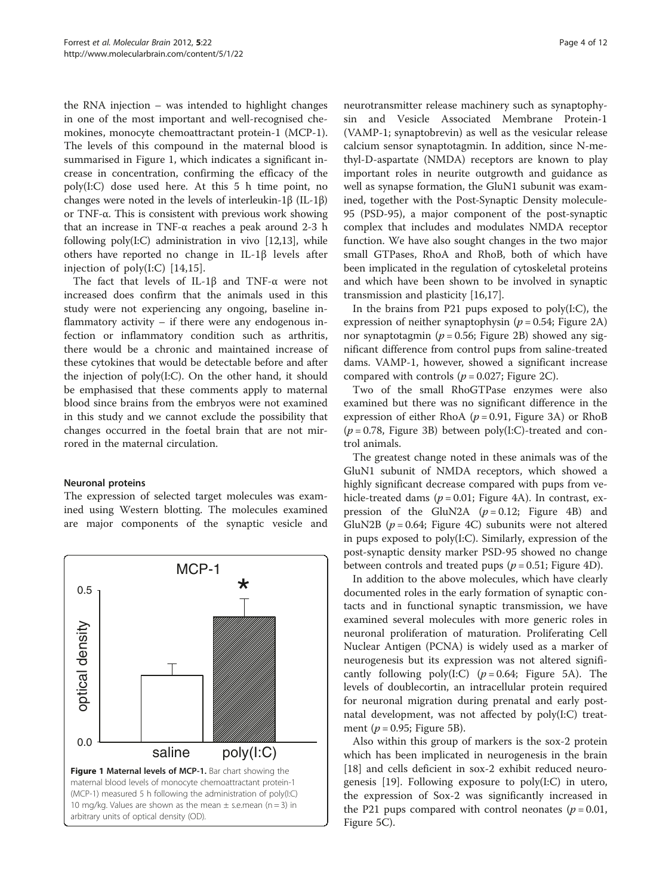the RNA injection – was intended to highlight changes in one of the most important and well-recognised chemokines, monocyte chemoattractant protein-1 (MCP-1). The levels of this compound in the maternal blood is summarised in Figure 1, which indicates a significant increase in concentration, confirming the efficacy of the poly(I:C) dose used here. At this 5 h time point, no changes were noted in the levels of interleukin-1β (IL-1β) or TNF-α. This is consistent with previous work showing that an increase in TNF-α reaches a peak around 2-3 h following poly(I:C) administration in vivo [12,13], while others have reported no change in IL-1β levels after injection of poly(I:C) [14,15].

The fact that levels of IL-1β and TNF-α were not increased does confirm that the animals used in this study were not experiencing any ongoing, baseline inflammatory activity – if there were any endogenous infection or inflammatory condition such as arthritis, there would be a chronic and maintained increase of these cytokines that would be detectable before and after the injection of poly(I:C). On the other hand, it should be emphasised that these comments apply to maternal blood since brains from the embryos were not examined in this study and we cannot exclude the possibility that changes occurred in the foetal brain that are not mirrored in the maternal circulation.

#### Neuronal proteins

The expression of selected target molecules was examined using Western blotting. The molecules examined are major components of the synaptic vesicle and neurotransmitter release machinery such as synaptophysin and Vesicle Associated Membrane Protein-1 (VAMP-1; synaptobrevin) as well as the vesicular release calcium sensor synaptotagmin. In addition, since N-methyl-D-aspartate (NMDA) receptors are known to play important roles in neurite outgrowth and guidance as well as synapse formation, the GluN1 subunit was examined, together with the Post-Synaptic Density molecule-95 (PSD-95), a major component of the post-synaptic complex that includes and modulates NMDA receptor function. We have also sought changes in the two major small GTPases, RhoA and RhoB, both of which have been implicated in the regulation of cytoskeletal proteins and which have been shown to be involved in synaptic transmission and plasticity [16,17].

**Figure 1 Maternal levels of MCP-1.** Bar chart showing the maternal blood levels of monocyte chemoattractant protein-1 (MCP-1) measured 5 h following the administration of poly(I:C) 10 mg/kg. Values are shown as the mean ± s.e.mean (n = 3) in arbitrary units of optical density (OD).

In the brains from P21 pups exposed to poly(I:C), the expression of neither synaptophysin ($p = 0.54$; Figure 2A) nor synaptotagmin ($p = 0.56$; Figure 2B) showed any significant difference from control pups from saline-treated dams. VAMP-1, however, showed a significant increase compared with controls ($p = 0.027$; Figure 2C).

Two of the small RhoGTPase enzymes were also examined but there was no significant difference in the expression of either RhoA ($p = 0.91$, Figure 3A) or RhoB ($p = 0.78$, Figure 3B) between poly(I:C)-treated and control animals.

The greatest change noted in these animals was of the GluN1 subunit of NMDA receptors, which showed a highly significant decrease compared with pups from vehicle-treated dams ($p = 0.01$; Figure 4A). In contrast, expression of the GluN2A ($p = 0.12$; Figure 4B) and GluN2B ($p = 0.64$; Figure 4C) subunits were not altered in pups exposed to poly(I:C). Similarly, expression of the post-synaptic density marker PSD-95 showed no change between controls and treated pups ($p = 0.51$; Figure 4D).

In addition to the above molecules, which have clearly documented roles in the early formation of synaptic contacts and in functional synaptic transmission, we have examined several molecules with more generic roles in neuronal proliferation of maturation. Proliferating Cell Nuclear Antigen (PCNA) is widely used as a marker of neurogenesis but its expression was not altered significantly following poly(I:C) ($p = 0.64$; Figure 5A). The levels of doublecortin, an intracellular protein required for neuronal migration during prenatal and early postnatal development, was not affected by poly(I:C) treatment ($p = 0.95$; Figure 5B).

Also within this group of markers is the sox-2 protein which has been implicated in neurogenesis in the brain [18] and cells deficient in sox-2 exhibit reduced neurogenesis [19]. Following exposure to poly(I:C) in utero, the expression of Sox-2 was significantly increased in the P21 pups compared with control neonates ($p = 0.01$, Figure 5C).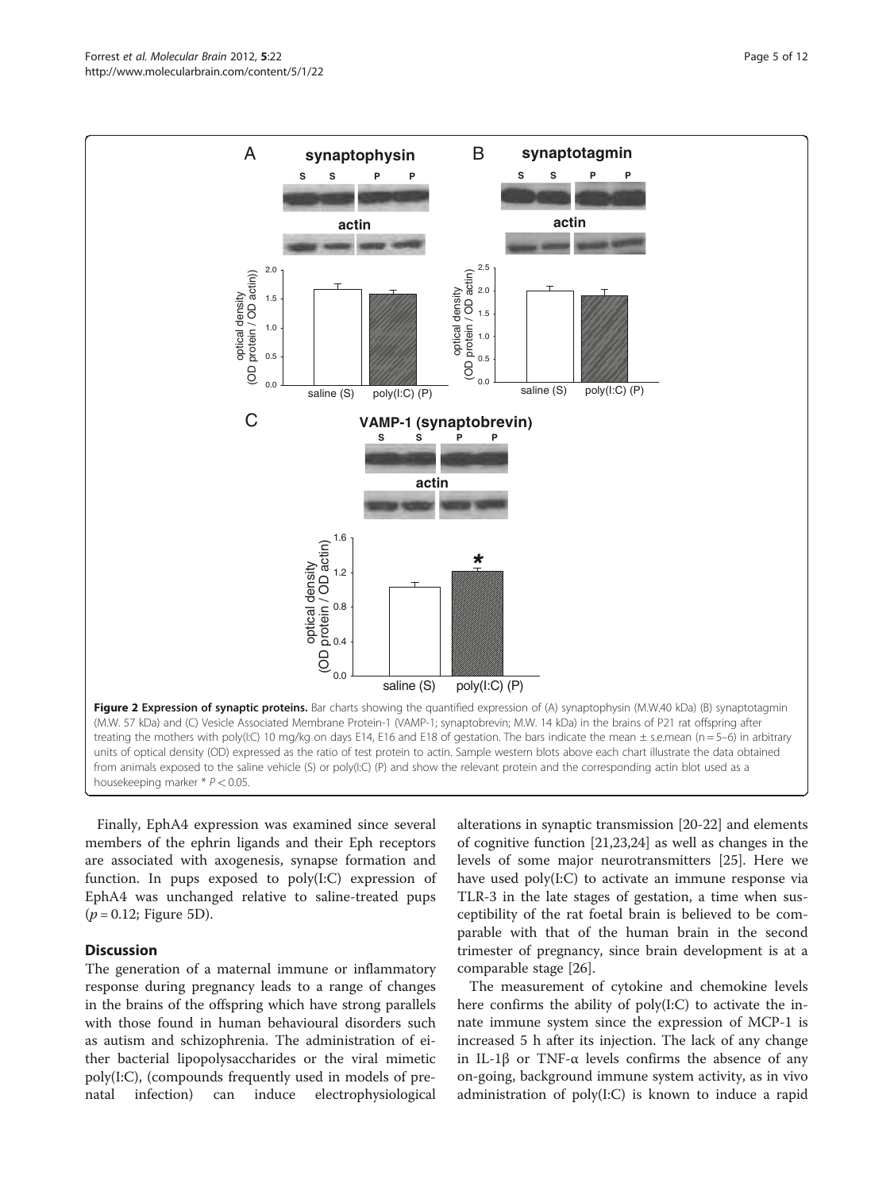**Figure 2 Expression of synaptic proteins.** Bar charts showing the quantified expression of (A) synaptophysin (M.W.40 kDa) (B) synaptotagmin (M.W. 57 kDa) and (C) Vesicle Associated Membrane Protein-1 (VAMP-1; synaptobrevin; M.W. 14 kDa) in the brains of P21 rat offspring after treating the mothers with poly(I:C) 10 mg/kg on days E14, E16 and E18 of gestation. The bars indicate the mean ± s.e.mean (n = 5–6) in arbitrary units of optical density (OD) expressed as the ratio of test protein to actin. Sample western blots above each chart illustrate the data obtained from animals exposed to the saline vehicle (S) or poly(I:C) (P) and show the relevant protein and the corresponding actin blot used as a housekeeping marker * $P < 0.05$.

Finally, EphA4 expression was examined since several members of the ephrin ligands and their Eph receptors are associated with axogenesis, synapse formation and function. In pups exposed to poly(I:C) expression of EphA4 was unchanged relative to saline-treated pups ($p = 0.12$; Figure 5D).

## Discussion

The generation of a maternal immune or inflammatory response during pregnancy leads to a range of changes in the brains of the offspring which have strong parallels with those found in human behavioural disorders such as autism and schizophrenia. The administration of either bacterial lipopolysaccharides or the viral mimetic poly(I:C), (compounds frequently used in models of prenatal infection) can induce electrophysiological alterations in synaptic transmission [20-22] and elements of cognitive function [21,23,24] as well as changes in the levels of some major neurotransmitters [25]. Here we have used poly(I:C) to activate an immune response via TLR-3 in the late stages of gestation, a time when susceptibility of the rat foetal brain is believed to be comparable with that of the human brain in the second trimester of pregnancy, since brain development is at a comparable stage [26].

The measurement of cytokine and chemokine levels here confirms the ability of poly(I:C) to activate the innate immune system since the expression of MCP-1 is increased 5 h after its injection. The lack of any change in IL-1β or TNF-α levels confirms the absence of any on-going, background immune system activity, as in vivo administration of poly(I:C) is known to induce a rapid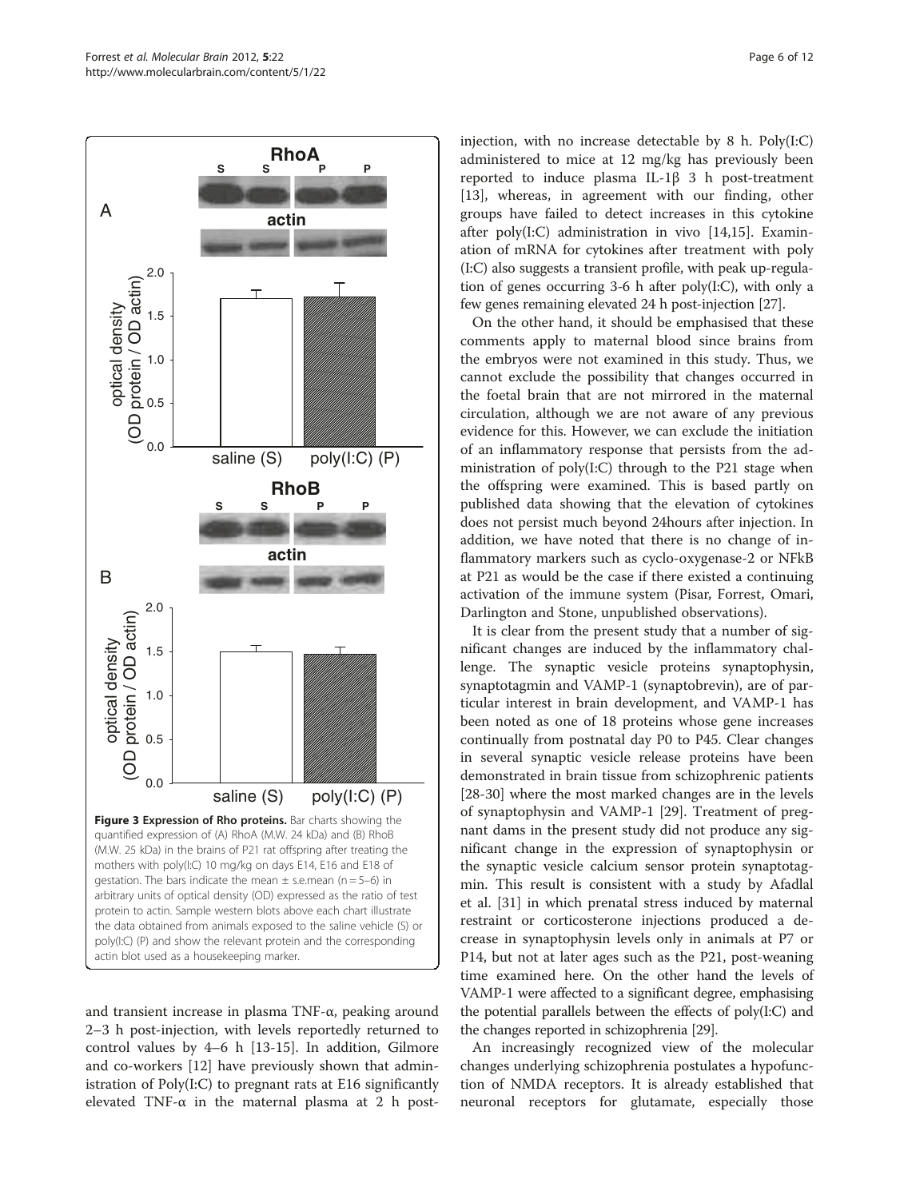**Figure 3 Expression of Rho proteins.** Bar charts showing the quantified expression of (A) RhoA (M.W. 24 kDa) and (B) RhoB (M.W. 25 kDa) in the brains of P21 rat offspring after treating the mothers with poly(I:C) 10 mg/kg on days E14, E16 and E18 of gestation. The bars indicate the mean ± s.e.mean (n = 5–6) in arbitrary units of optical density (OD) expressed as the ratio of test protein to actin. Sample western blots above each chart illustrate the data obtained from animals exposed to the saline vehicle (S) or poly(I:C) (P) and show the relevant protein and the corresponding actin blot used as a housekeeping marker.

and transient increase in plasma TNF-α, peaking around 2–3 h post-injection, with levels reportedly returned to control values by 4–6 h [13-15]. In addition, Gilmore and co-workers [12] have previously shown that administration of Poly(I:C) to pregnant rats at E16 significantly elevated TNF-α in the maternal plasma at 2 h post-injection, with no increase detectable by 8 h. Poly(I:C) administered to mice at 12 mg/kg has previously been reported to induce plasma IL-1β 3 h post-treatment [13], whereas, in agreement with our finding, other groups have failed to detect increases in this cytokine after poly(I:C) administration in vivo [14,15]. Examination of mRNA for cytokines after treatment with poly (I:C) also suggests a transient profile, with peak up-regulation of genes occurring 3-6 h after poly(I:C), with only a few genes remaining elevated 24 h post-injection [27].

On the other hand, it should be emphasised that these comments apply to maternal blood since brains from the embryos were not examined in this study. Thus, we cannot exclude the possibility that changes occurred in the foetal brain that are not mirrored in the maternal circulation, although we are not aware of any previous evidence for this. However, we can exclude the initiation of an inflammatory response that persists from the administration of poly(I:C) through to the P21 stage when the offspring were examined. This is based partly on published data showing that the elevation of cytokines does not persist much beyond 24hours after injection. In addition, we have noted that there is no change of inflammatory markers such as cyclo-oxygenase-2 or NFkB at P21 as would be the case if there existed a continuing activation of the immune system (Pisar, Forrest, Omari, Darlington and Stone, unpublished observations).

It is clear from the present study that a number of significant changes are induced by the inflammatory challenge. The synaptic vesicle proteins synaptophysin, synaptotagmin and VAMP-1 (synaptobrevin), are of particular interest in brain development, and VAMP-1 has been noted as one of 18 proteins whose gene increases continually from postnatal day P0 to P45. Clear changes in several synaptic vesicle release proteins have been demonstrated in brain tissue from schizophrenic patients [28-30] where the most marked changes are in the levels of synaptophysin and VAMP-1 [29]. Treatment of pregnant dams in the present study did not produce any significant change in the expression of synaptophysin or the synaptic vesicle calcium sensor protein synaptotagmin. This result is consistent with a study by Afadlal et al. [31] in which prenatal stress induced by maternal restraint or corticosterone injections produced a decrease in synaptophysin levels only in animals at P7 or P14, but not at later ages such as the P21, post-weaning time examined here. On the other hand the levels of VAMP-1 were affected to a significant degree, emphasising the potential parallels between the effects of poly(I:C) and the changes reported in schizophrenia [29].

An increasingly recognized view of the molecular changes underlying schizophrenia postulates a hypofunction of NMDA receptors. It is already established that neuronal receptors for glutamate, especially those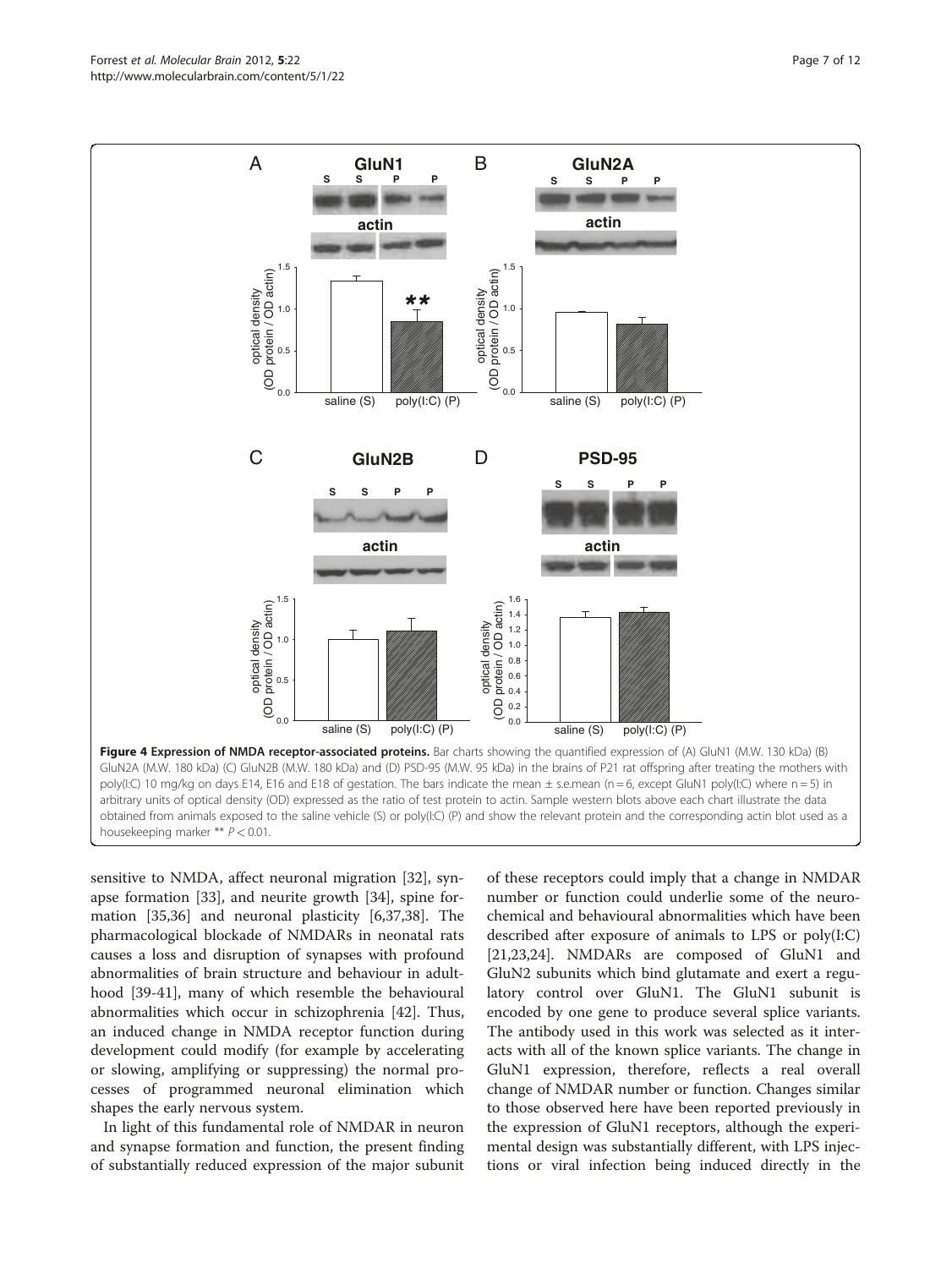**Figure 4 Expression of NMDA receptor-associated proteins.** Bar charts showing the quantified expression of (A) GluN1 (M.W. 130 kDa) (B) GluN2A (M.W. 180 kDa) (C) GluN2B (M.W. 180 kDa) and (D) PSD-95 (M.W. 95 kDa) in the brains of P21 rat offspring after treating the mothers with poly(I:C) 10 mg/kg on days E14, E16 and E18 of gestation. The bars indicate the mean ± s.e.mean (n = 6, except GluN1 poly(I:C) where n = 5) in arbitrary units of optical density (OD) expressed as the ratio of test protein to actin. Sample western blots above each chart illustrate the data obtained from animals exposed to the saline vehicle (S) or poly(I:C) (P) and show the relevant protein and the corresponding actin blot used as a housekeeping marker ** $P < 0.01$.

sensitive to NMDA, affect neuronal migration [32], synapse formation [33], and neurite growth [34], spine formation [35,36] and neuronal plasticity [6,37,38]. The pharmacological blockade of NMDARs in neonatal rats causes a loss and disruption of synapses with profound abnormalities of brain structure and behaviour in adulthood [39-41], many of which resemble the behavioural abnormalities which occur in schizophrenia [42]. Thus, an induced change in NMDA receptor function during development could modify (for example by accelerating or slowing, amplifying or suppressing) the normal processes of programmed neuronal elimination which shapes the early nervous system.

In light of this fundamental role of NMDAR in neuron and synapse formation and function, the present finding of substantially reduced expression of the major subunit of these receptors could imply that a change in NMDAR number or function could underlie some of the neurochemical and behavioural abnormalities which have been described after exposure of animals to LPS or poly(I:C) [21,23,24]. NMDARs are composed of GluN1 and GluN2 subunits which bind glutamate and exert a regulatory control over GluN1. The GluN1 subunit is encoded by one gene to produce several splice variants. The antibody used in this work was selected as it interacts with all of the known splice variants. The change in GluN1 expression, therefore, reflects a real overall change of NMDAR number or function. Changes similar to those observed here have been reported previously in the expression of GluN1 receptors, although the experimental design was substantially different, with LPS injections or viral infection being induced directly in the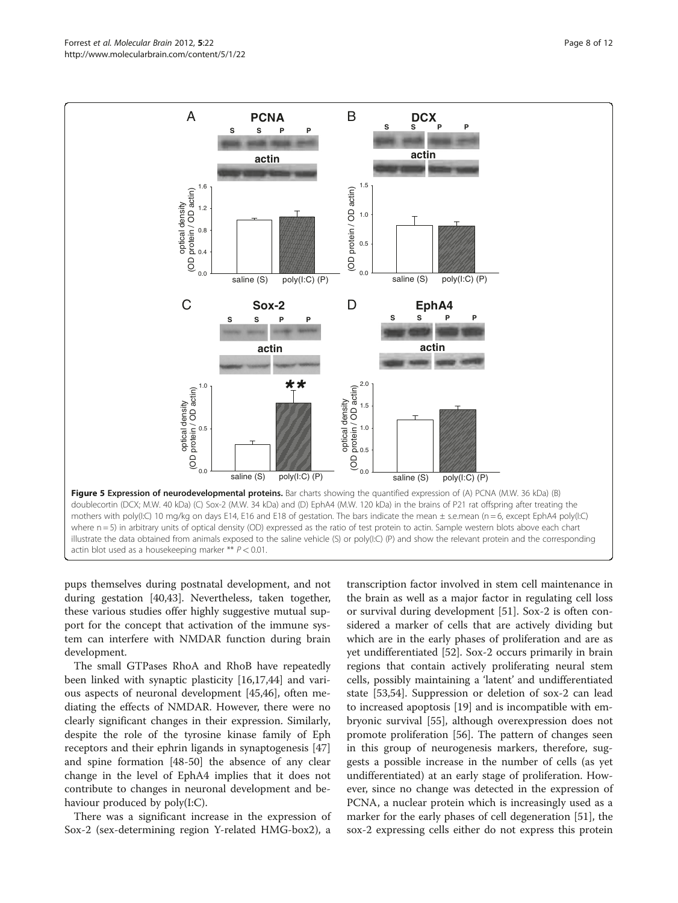**Figure 5 Expression of neurodevelopmental proteins.** Bar charts showing the quantified expression of (A) PCNA (M.W. 36 kDa) (B) doublecortin (DCX; M.W. 40 kDa) (C) Sox-2 (M.W. 34 kDa) and (D) EphA4 (M.W. 120 kDa) in the brains of P21 rat offspring after treating the mothers with poly(I:C) 10 mg/kg on days E14, E16 and E18 of gestation. The bars indicate the mean ± s.e.mean (n = 6, except EphA4 poly(I:C) where n = 5) in arbitrary units of optical density (OD) expressed as the ratio of test protein to actin. Sample western blots above each chart illustrate the data obtained from animals exposed to the saline vehicle (S) or poly(I:C) (P) and show the relevant protein and the corresponding actin blot used as a housekeeping marker ** $P < 0.01$.

pups themselves during postnatal development, and not during gestation [40,43]. Nevertheless, taken together, these various studies offer highly suggestive mutual support for the concept that activation of the immune system can interfere with NMDAR function during brain development.

The small GTPases RhoA and RhoB have repeatedly been linked with synaptic plasticity [16,17,44] and various aspects of neuronal development [45,46], often mediating the effects of NMDAR. However, there were no clearly significant changes in their expression. Similarly, despite the role of the tyrosine kinase family of Eph receptors and their ephrin ligands in synaptogenesis [47] and spine formation [48-50] the absence of any clear change in the level of EphA4 implies that it does not contribute to changes in neuronal development and behaviour produced by poly(I:C).

There was a significant increase in the expression of Sox-2 (sex-determining region Y-related HMG-box2), a transcription factor involved in stem cell maintenance in the brain as well as a major factor in regulating cell loss or survival during development [51]. Sox-2 is often considered a marker of cells that are actively dividing but which are in the early phases of proliferation and are as yet undifferentiated [52]. Sox-2 occurs primarily in brain regions that contain actively proliferating neural stem cells, possibly maintaining a 'latent' and undifferentiated state [53,54]. Suppression or deletion of sox-2 can lead to increased apoptosis [19] and is incompatible with embryonic survival [55], although overexpression does not promote proliferation [56]. The pattern of changes seen in this group of neurogenesis markers, therefore, suggests a possible increase in the number of cells (as yet undifferentiated) at an early stage of proliferation. However, since no change was detected in the expression of PCNA, a nuclear protein which is increasingly used as a marker for the early phases of cell degeneration [51], the sox-2 expressing cells either do not express this protein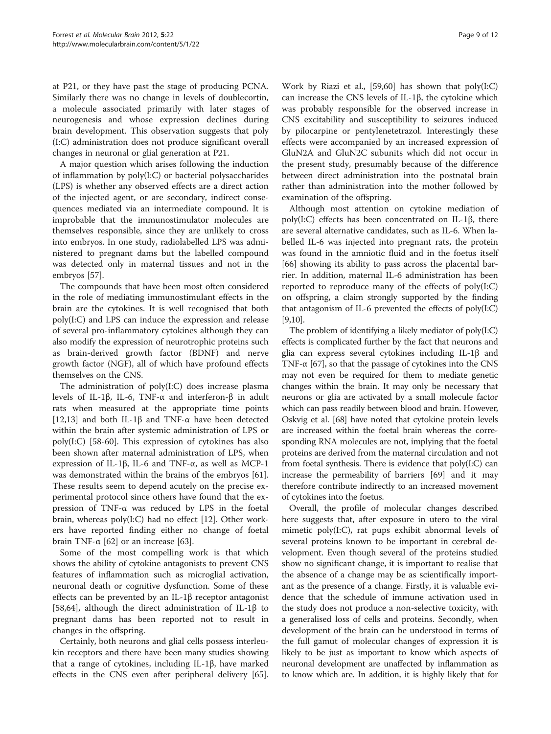at P21, or they have past the stage of producing PCNA. Similarly there was no change in levels of doublecortin, a molecule associated primarily with later stages of neurogenesis and whose expression declines during brain development. This observation suggests that poly (I:C) administration does not produce significant overall changes in neuronal or glial generation at P21.

A major question which arises following the induction of inflammation by poly(I:C) or bacterial polysaccharides (LPS) is whether any observed effects are a direct action of the injected agent, or are secondary, indirect consequences mediated via an intermediate compound. It is improbable that the immunostimulator molecules are themselves responsible, since they are unlikely to cross into embryos. In one study, radiolabelled LPS was administered to pregnant dams but the labelled compound was detected only in maternal tissues and not in the embryos [57].

The compounds that have been most often considered in the role of mediating immunostimulant effects in the brain are the cytokines. It is well recognised that both poly(I:C) and LPS can induce the expression and release of several pro-inflammatory cytokines although they can also modify the expression of neurotrophic proteins such as brain-derived growth factor (BDNF) and nerve growth factor (NGF), all of which have profound effects themselves on the CNS.

The administration of poly(I:C) does increase plasma levels of IL-1β, IL-6, TNF-α and interferon-β in adult rats when measured at the appropriate time points [12,13] and both IL-1β and TNF-α have been detected within the brain after systemic administration of LPS or poly(I:C) [58-60]. This expression of cytokines has also been shown after maternal administration of LPS, when expression of IL-1β, IL-6 and TNF-α, as well as MCP-1 was demonstrated within the brains of the embryos [61]. These results seem to depend acutely on the precise experimental protocol since others have found that the expression of TNF-α was reduced by LPS in the foetal brain, whereas poly(I:C) had no effect [12]. Other workers have reported finding either no change of foetal brain TNF-α [62] or an increase [63].

Some of the most compelling work is that which shows the ability of cytokine antagonists to prevent CNS features of inflammation such as microglial activation, neuronal death or cognitive dysfunction. Some of these effects can be prevented by an IL-1β receptor antagonist [58,64], although the direct administration of IL-1β to pregnant dams has been reported not to result in changes in the offspring.

Certainly, both neurons and glial cells possess interleukin receptors and there have been many studies showing that a range of cytokines, including IL-1β, have marked effects in the CNS even after peripheral delivery [65]. Work by Riazi et al., [59,60] has shown that poly(I:C) can increase the CNS levels of IL-1β, the cytokine which was probably responsible for the observed increase in CNS excitability and susceptibility to seizures induced by pilocarpine or pentylenetetrazol. Interestingly these effects were accompanied by an increased expression of GluN2A and GluN2C subunits which did not occur in the present study, presumably because of the difference between direct administration into the postnatal brain rather than administration into the mother followed by examination of the offspring.

Although most attention on cytokine mediation of poly(I:C) effects has been concentrated on IL-1β, there are several alternative candidates, such as IL-6. When labelled IL-6 was injected into pregnant rats, the protein was found in the amniotic fluid and in the foetus itself [66] showing its ability to pass across the placental barrier. In addition, maternal IL-6 administration has been reported to reproduce many of the effects of poly(I:C) on offspring, a claim strongly supported by the finding that antagonism of IL-6 prevented the effects of poly(I:C) [9,10].

The problem of identifying a likely mediator of poly(I:C) effects is complicated further by the fact that neurons and glia can express several cytokines including IL-1β and TNF-α [67], so that the passage of cytokines into the CNS may not even be required for them to mediate genetic changes within the brain. It may only be necessary that neurons or glia are activated by a small molecule factor which can pass readily between blood and brain. However, Oskvig et al. [68] have noted that cytokine protein levels are increased within the foetal brain whereas the corresponding RNA molecules are not, implying that the foetal proteins are derived from the maternal circulation and not from foetal synthesis. There is evidence that poly(I:C) can increase the permeability of barriers [69] and it may therefore contribute indirectly to an increased movement of cytokines into the foetus.

Overall, the profile of molecular changes described here suggests that, after exposure in utero to the viral mimetic poly(I:C), rat pups exhibit abnormal levels of several proteins known to be important in cerebral development. Even though several of the proteins studied show no significant change, it is important to realise that the absence of a change may be as scientifically important as the presence of a change. Firstly, it is valuable evidence that the schedule of immune activation used in the study does not produce a non-selective toxicity, with a generalised loss of cells and proteins. Secondly, when development of the brain can be understood in terms of the full gamut of molecular changes of expression it is likely to be just as important to know which aspects of neuronal development are unaffected by inflammation as to know which are. In addition, it is highly likely that for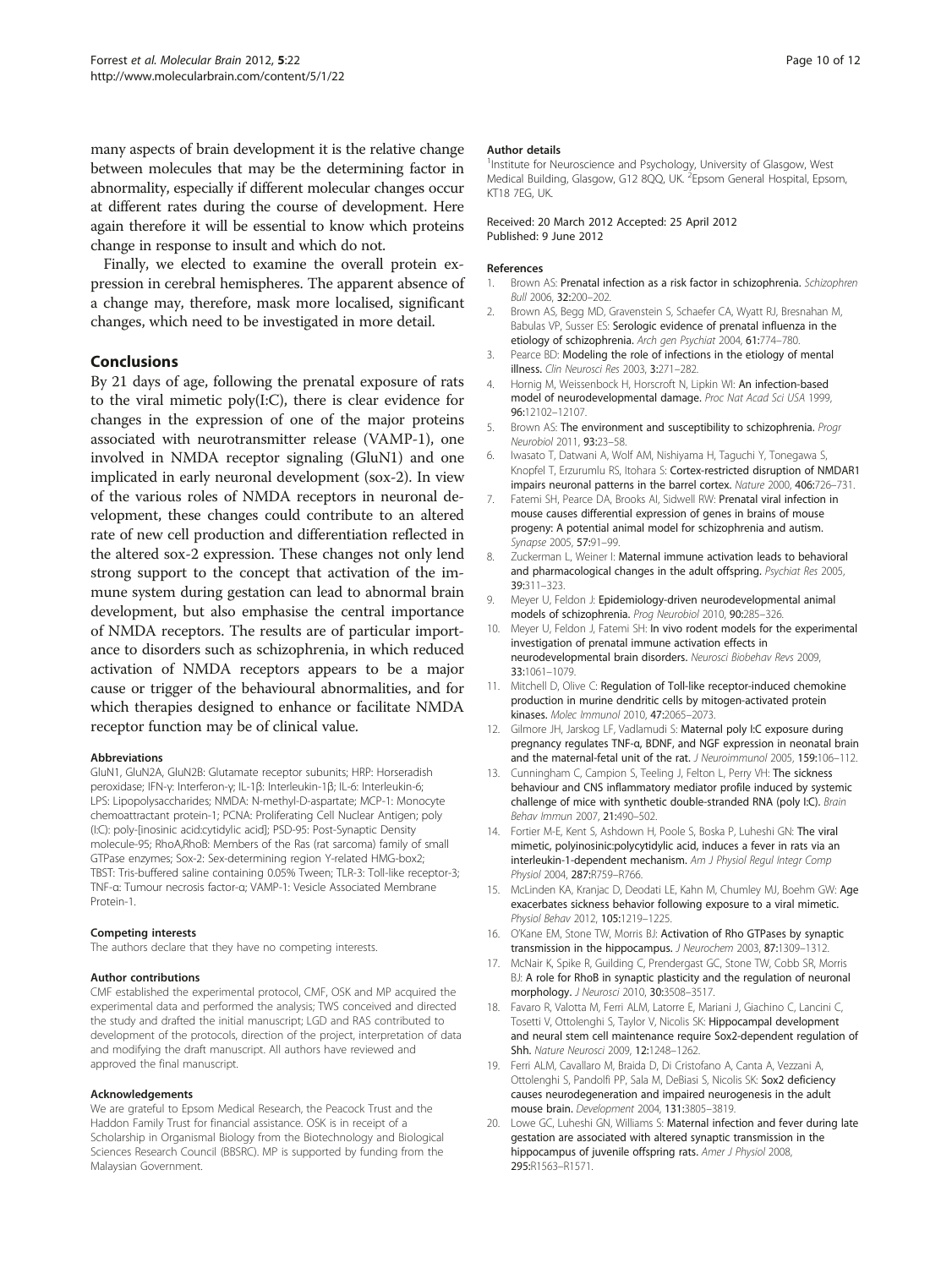many aspects of brain development it is the relative change between molecules that may be the determining factor in abnormality, especially if different molecular changes occur at different rates during the course of development. Here again therefore it will be essential to know which proteins change in response to insult and which do not.

Finally, we elected to examine the overall protein expression in cerebral hemispheres. The apparent absence of a change may, therefore, mask more localised, significant changes, which need to be investigated in more detail.

## Conclusions

By 21 days of age, following the prenatal exposure of rats to the viral mimetic poly(I:C), there is clear evidence for changes in the expression of one of the major proteins associated with neurotransmitter release (VAMP-1), one involved in NMDA receptor signaling (GluN1) and one implicated in early neuronal development (sox-2). In view of the various roles of NMDA receptors in neuronal development, these changes could contribute to an altered rate of new cell production and differentiation reflected in the altered sox-2 expression. These changes not only lend strong support to the concept that activation of the immune system during gestation can lead to abnormal brain development, but also emphasise the central importance of NMDA receptors. The results are of particular importance to disorders such as schizophrenia, in which reduced activation of NMDA receptors appears to be a major cause or trigger of the behavioural abnormalities, and for which therapies designed to enhance or facilitate NMDA receptor function may be of clinical value.

#### Abbreviations

GluN1, GluN2A, GluN2B: Glutamate receptor subunits; HRP: Horseradish peroxidase; IFN-γ: Interferon-γ; IL-1β: Interleukin-1β; IL-6: Interleukin-6; LPS: Lipopolysaccharides; NMDA: N-methyl-D-aspartate; MCP-1: Monocyte chemoattractant protein-1; PCNA: Proliferating Cell Nuclear Antigen; poly (I:C): poly-[inosinic acid:cytidylic acid]; PSD-95: Post-Synaptic Density molecule-95; RhoA,RhoB: Members of the Ras (rat sarcoma) family of small GTPase enzymes; Sox-2: Sex-determining region Y-related HMG-box2; TBST: Tris-buffered saline containing 0.05% Tween; TLR-3: Toll-like receptor-3; TNF-α: Tumour necrosis factor-α; VAMP-1: Vesicle Associated Membrane Protein-1.

#### Competing interests

The authors declare that they have no competing interests.

#### Author contributions

CMF established the experimental protocol, CMF, OSK and MP acquired the experimental data and performed the analysis; TWS conceived and directed the study and drafted the initial manuscript; LGD and RAS contributed to development of the protocols, direction of the project, interpretation of data and modifying the draft manuscript. All authors have reviewed and approved the final manuscript.

#### Acknowledgements

We are grateful to Epsom Medical Research, the Peacock Trust and the Haddon Family Trust for financial assistance. OSK is in receipt of a Scholarship in Organismal Biology from the Biotechnology and Biological Sciences Research Council (BBSRC). MP is supported by funding from the Malaysian Government.

#### Author details

[1]Institute for Neuroscience and Psychology, University of Glasgow, West Medical Building, Glasgow, G12 8QQ, UK. [2]Epsom General Hospital, Epsom, KT18 7EG, UK.

Received: 20 March 2012 Accepted: 25 April 2012
Published: 9 June 2012

#### References

1. Brown AS: **Prenatal infection as a risk factor in schizophrenia.** *Schizophren Bull* 2006, **32:**200–202.
2. Brown AS, Begg MD, Gravenstein S, Schaefer CA, Wyatt RJ, Bresnahan M, Babulas VP, Susser ES: **Serologic evidence of prenatal influenza in the etiology of schizophrenia.** *Arch gen Psychiat* 2004, **61:**774–780.
3. Pearce BD: **Modeling the role of infections in the etiology of mental illness.** *Clin Neurosci Res* 2003, **3:**271–282.
4. Hornig M, Weissenbock H, Horscroft N, Lipkin WI: **An infection-based model of neurodevelopmental damage.** *Proc Nat Acad Sci USA* 1999, **96:**12102–12107.
5. Brown AS: **The environment and susceptibility to schizophrenia.** *Progr Neurobiol* 2011, **93:**23–58.
6. Iwasato T, Datwani A, Wolf AM, Nishiyama H, Taguchi Y, Tonegawa S, Knopfel T, Erzurumlu RS, Itohara S: **Cortex-restricted disruption of NMDAR1 impairs neuronal patterns in the barrel cortex.** *Nature* 2000, **406:**726–731.
7. Fatemi SH, Pearce DA, Brooks AI, Sidwell RW: **Prenatal viral infection in mouse causes differential expression of genes in brains of mouse progeny: A potential animal model for schizophrenia and autism.** *Synapse* 2005, **57:**91–99.
8. Zuckerman L, Weiner I: **Maternal immune activation leads to behavioral and pharmacological changes in the adult offspring.** *Psychiat Res* 2005, **39:**311–323.
9. Meyer U, Feldon J: **Epidemiology-driven neurodevelopmental animal models of schizophrenia.** *Prog Neurobiol* 2010, **90:**285–326.
10. Meyer U, Feldon J, Fatemi SH: **In vivo rodent models for the experimental investigation of prenatal immune activation effects in neurodevelopmental brain disorders.** *Neurosci Biobehav Revs* 2009, **33:**1061–1079.
11. Mitchell D, Olive C: **Regulation of Toll-like receptor-induced chemokine production in murine dendritic cells by mitogen-activated protein kinases.** *Molec Immunol* 2010, **47:**2065–2073.
12. Gilmore JH, Jarskog LF, Vadlamudi S: **Maternal poly I:C exposure during pregnancy regulates TNF-α, BDNF, and NGF expression in neonatal brain and the maternal-fetal unit of the rat.** *J Neuroimmunol* 2005, **159:**106–112.
13. Cunningham C, Campion S, Teeling J, Felton L, Perry VH: **The sickness behaviour and CNS inflammatory mediator profile induced by systemic challenge of mice with synthetic double-stranded RNA (poly I:C).** *Brain Behav Immun* 2007, **21:**490–502.
14. Fortier M-E, Kent S, Ashdown H, Poole S, Boska P, Luheshi GN: **The viral mimetic, polyinosinic:polycytidylic acid, induces a fever in rats via an interleukin-1-dependent mechanism.** *Am J Physiol Regul Integr Comp Physiol* 2004, **287:**R759–R766.
15. McLinden KA, Kranjac D, Deodati LE, Kahn M, Chumley MJ, Boehm GW: **Age exacerbates sickness behavior following exposure to a viral mimetic.** *Physiol Behav* 2012, **105:**1219–1225.
16. O'Kane EM, Stone TW, Morris BJ: **Activation of Rho GTPases by synaptic transmission in the hippocampus.** *J Neurochem* 2003, **87:**1309–1312.
17. McNair K, Spike R, Guilding C, Prendergast GC, Stone TW, Cobb SR, Morris BJ: **A role for RhoB in synaptic plasticity and the regulation of neuronal morphology.** *J Neurosci* 2010, **30:**3508–3517.
18. Favaro R, Valotta M, Ferri ALM, Latorre E, Mariani J, Giachino C, Lancini C, Tosetti V, Ottolenghi S, Taylor V, Nicolis SK: **Hippocampal development and neural stem cell maintenance require Sox2-dependent regulation of Shh.** *Nature Neurosci* 2009, **12:**1248–1262.
19. Ferri ALM, Cavallaro M, Braida D, Di Cristofano A, Canta A, Vezzani A, Ottolenghi S, Pandolfi PP, Sala M, DeBiasi S, Nicolis SK: **Sox2 deficiency causes neurodegeneration and impaired neurogenesis in the adult mouse brain.** *Development* 2004, **131:**3805–3819.
20. Lowe GC, Luheshi GN, Williams S: **Maternal infection and fever during late gestation are associated with altered synaptic transmission in the hippocampus of juvenile offspring rats.** *Amer J Physiol* 2008, **295:**R1563–R1571.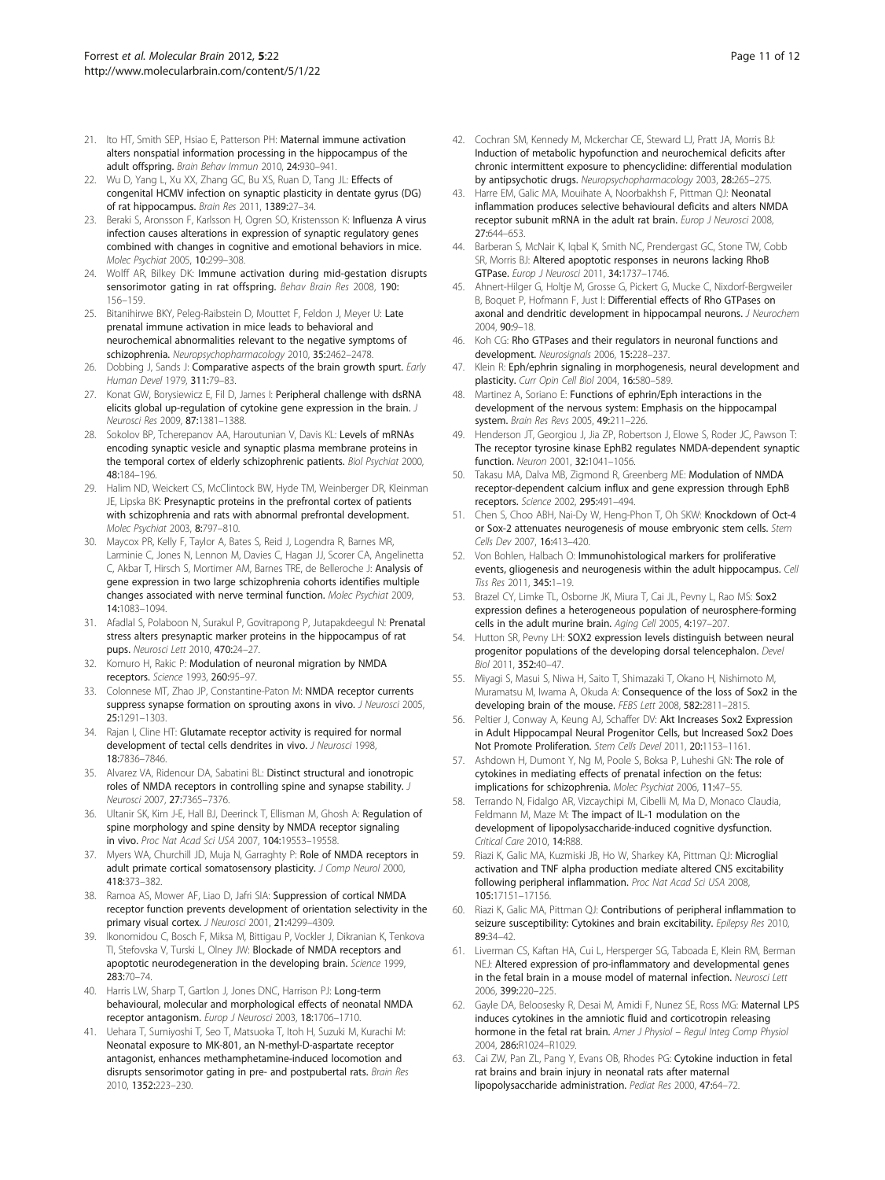21. Ito HT, Smith SEP, Hsiao E, Patterson PH: **Maternal immune activation alters nonspatial information processing in the hippocampus of the adult offspring.** *Brain Behav Immun* 2010, **24:**930–941.
22. Wu D, Yang L, Xu XX, Zhang GC, Bu XS, Ruan D, Tang JL: **Effects of congenital HCMV infection on synaptic plasticity in dentate gyrus (DG) of rat hippocampus.** *Brain Res* 2011, **1389:**27–34.
23. Beraki S, Aronsson F, Karlsson H, Ogren SO, Kristensson K: **Influenza A virus infection causes alterations in expression of synaptic regulatory genes combined with changes in cognitive and emotional behaviors in mice.** *Molec Psychiat* 2005, **10:**299–308.
24. Wolff AR, Bilkey DK: **Immune activation during mid-gestation disrupts sensorimotor gating in rat offspring.** *Behav Brain Res* 2008, **190:** 156–159.
25. Bitanihirwe BKY, Peleg-Raibstein D, Mouttet F, Feldon J, Meyer U: **Late prenatal immune activation in mice leads to behavioral and neurochemical abnormalities relevant to the negative symptoms of schizophrenia.** *Neuropsychopharmacology* 2010, **35:**2462–2478.
26. Dobbing J, Sands J: **Comparative aspects of the brain growth spurt.** *Early Human Devel* 1979, **311:**79–83.
27. Konat GW, Borysiewicz E, Fil D, James I: **Peripheral challenge with dsRNA elicits global up-regulation of cytokine gene expression in the brain.** *J Neurosci Res* 2009, **87:**1381–1388.
28. Sokolov BP, Tcherepanov AA, Haroutunian V, Davis KL: **Levels of mRNAs encoding synaptic vesicle and synaptic plasma membrane proteins in the temporal cortex of elderly schizophrenic patients.** *Biol Psychiat* 2000, **48:**184–196.
29. Halim ND, Weickert CS, McClintock BW, Hyde TM, Weinberger DR, Kleinman JE, Lipska BK: **Presynaptic proteins in the prefrontal cortex of patients with schizophrenia and rats with abnormal prefrontal development.** *Molec Psychiat* 2003, **8:**797–810.
30. Maycox PR, Kelly F, Taylor A, Bates S, Reid J, Logendra R, Barnes MR, Larminie C, Jones N, Lennon M, Davies C, Hagan JJ, Scorer CA, Angelinetta C, Akbar T, Hirsch S, Mortimer AM, Barnes TRE, de Belleroche J: **Analysis of gene expression in two large schizophrenia cohorts identifies multiple changes associated with nerve terminal function.** *Molec Psychiat* 2009, **14:**1083–1094.
31. Afadlal S, Polaboon N, Surakul P, Govitrapong P, Jutapakdeegul N: **Prenatal stress alters presynaptic marker proteins in the hippocampus of rat pups.** *Neurosci Lett* 2010, **470:**24–27.
32. Komuro H, Rakic P: **Modulation of neuronal migration by NMDA receptors.** *Science* 1993, **260:**95–97.
33. Colonnese MT, Zhao JP, Constantine-Paton M: **NMDA receptor currents suppress synapse formation on sprouting axons in vivo.** *J Neurosci* 2005, **25:**1291–1303.
34. Rajan I, Cline HT: **Glutamate receptor activity is required for normal development of tectal cells dendrites in vivo.** *J Neurosci* 1998, **18:**7836–7846.
35. Alvarez VA, Ridenour DA, Sabatini BL: **Distinct structural and ionotropic roles of NMDA receptors in controlling spine and synapse stability.** *J Neurosci* 2007, **27:**7365–7376.
36. Ultanir SK, Kim J-E, Hall BJ, Deerinck T, Ellisman M, Ghosh A: **Regulation of spine morphology and spine density by NMDA receptor signaling in vivo.** *Proc Nat Acad Sci USA* 2007, **104:**19553–19558.
37. Myers WA, Churchill JD, Muja N, Garraghty P: **Role of NMDA receptors in adult primate cortical somatosensory plasticity.** *J Comp Neurol* 2000, **418:**373–382.
38. Ramoa AS, Mower AF, Liao D, Jafri SIA: **Suppression of cortical NMDA receptor function prevents development of orientation selectivity in the primary visual cortex.** *J Neurosci* 2001, **21:**4299–4309.
39. Ikonomidou C, Bosch F, Miksa M, Bittigau P, Vockler J, Dikranian K, Tenkova TI, Stefovska V, Turski L, Olney JW: **Blockade of NMDA receptors and apoptotic neurodegeneration in the developing brain.** *Science* 1999, **283:**70–74.
40. Harris LW, Sharp T, Gartlon J, Jones DNC, Harrison PJ: **Long-term behavioural, molecular and morphological effects of neonatal NMDA receptor antagonism.** *Europ J Neurosci* 2003, **18:**1706–1710.
41. Uehara T, Sumiyoshi T, Seo T, Matsuoka T, Itoh H, Suzuki M, Kurachi M: **Neonatal exposure to MK-801, an N-methyl-D-aspartate receptor antagonist, enhances methamphetamine-induced locomotion and disrupts sensorimotor gating in pre- and postpubertal rats.** *Brain Res* 2010, **1352:**223–230.
42. Cochran SM, Kennedy M, Mckerchar CE, Steward LJ, Pratt JA, Morris BJ: **Induction of metabolic hypofunction and neurochemical deficits after chronic intermittent exposure to phencyclidine: differential modulation by antipsychotic drugs.** *Neuropsychopharmacology* 2003, **28:**265–275.
43. Harre EM, Galic MA, Mouihate A, Noorbakhsh F, Pittman QJ: **Neonatal inflammation produces selective behavioural deficits and alters NMDA receptor subunit mRNA in the adult rat brain.** *Europ J Neurosci* 2008, **27:**644–653.
44. Barberan S, McNair K, Iqbal K, Smith NC, Prendergast GC, Stone TW, Cobb SR, Morris BJ: **Altered apoptotic responses in neurons lacking RhoB GTPase.** *Europ J Neurosci* 2011, **34:**1737–1746.
45. Ahnert-Hilger G, Holtje M, Grosse G, Pickert G, Mucke C, Nixdorf-Bergweiler B, Boquet P, Hofmann F, Just I: **Differential effects of Rho GTPases on axonal and dendritic development in hippocampal neurons.** *J Neurochem* 2004, **90:**9–18.
46. Koh CG: **Rho GTPases and their regulators in neuronal functions and development.** *Neurosignals* 2006, **15:**228–237.
47. Klein R: **Eph/ephrin signaling in morphogenesis, neural development and plasticity.** *Curr Opin Cell Biol* 2004, **16:**580–589.
48. Martinez A, Soriano E: **Functions of ephrin/Eph interactions in the development of the nervous system: Emphasis on the hippocampal system.** *Brain Res Revs* 2005, **49:**211–226.
49. Henderson JT, Georgiou J, Jia ZP, Robertson J, Elowe S, Roder JC, Pawson T: **The receptor tyrosine kinase EphB2 regulates NMDA-dependent synaptic function.** *Neuron* 2001, **32:**1041–1056.
50. Takasu MA, Dalva MB, Zigmond R, Greenberg ME: **Modulation of NMDA receptor-dependent calcium influx and gene expression through EphB receptors.** *Science* 2002, **295:**491–494.
51. Chen S, Choo ABH, Nai-Dy W, Heng-Phon T, Oh SKW: **Knockdown of Oct-4 or Sox-2 attenuates neurogenesis of mouse embryonic stem cells.** *Stem Cells Dev* 2007, **16:**413–420.
52. Von Bohlen, Halbach O: **Immunohistological markers for proliferative events, gliogenesis and neurogenesis within the adult hippocampus.** *Cell Tiss Res* 2011, **345:**1–19.
53. Brazel CY, Limke TL, Osborne JK, Miura T, Cai JL, Pevny L, Rao MS: **Sox2 expression defines a heterogeneous population of neurosphere-forming cells in the adult murine brain.** *Aging Cell* 2005, **4:**197–207.
54. Hutton SR, Pevny LH: **SOX2 expression levels distinguish between neural progenitor populations of the developing dorsal telencephalon.** *Devel Biol* 2011, **352:**40–47.
55. Miyagi S, Masui S, Niwa H, Saito T, Shimazaki T, Okano H, Nishimoto M, Muramatsu M, Iwama A, Okuda A: **Consequence of the loss of Sox2 in the developing brain of the mouse.** *FEBS Lett* 2008, **582:**2811–2815.
56. Peltier J, Conway A, Keung AJ, Schaffer DV: **Akt Increases Sox2 Expression in Adult Hippocampal Neural Progenitor Cells, but Increased Sox2 Does Not Promote Proliferation.** *Stem Cells Devel* 2011, **20:**1153–1161.
57. Ashdown H, Dumont Y, Ng M, Poole S, Boksa P, Luheshi GN: **The role of cytokines in mediating effects of prenatal infection on the fetus: implications for schizophrenia.** *Molec Psychiat* 2006, **11:**47–55.
58. Terrando N, Fidalgo AR, Vizcaychipi M, Cibelli M, Ma D, Monaco Claudia, Feldmann M, Maze M: **The impact of IL-1 modulation on the development of lipopolysaccharide-induced cognitive dysfunction.** *Critical Care* 2010, **14:**R88.
59. Riazi K, Galic MA, Kuzmiski JB, Ho W, Sharkey KA, Pittman QJ: **Microglial activation and TNF alpha production mediate altered CNS excitability following peripheral inflammation.** *Proc Nat Acad Sci USA* 2008, **105:**17151–17156.
60. Riazi K, Galic MA, Pittman QJ: **Contributions of peripheral inflammation to seizure susceptibility: Cytokines and brain excitability.** *Epilepsy Res* 2010, **89:**34–42.
61. Liverman CS, Kaftan HA, Cui L, Hersperger SG, Taboada E, Klein RM, Berman NEJ: **Altered expression of pro-inflammatory and developmental genes in the fetal brain in a mouse model of maternal infection.** *Neurosci Lett* 2006, **399:**220–225.
62. Gayle DA, Beloosesky R, Desai M, Amidi F, Nunez SE, Ross MG: **Maternal LPS induces cytokines in the amniotic fluid and corticotropin releasing hormone in the fetal rat brain.** *Amer J Physiol – Regul Integ Comp Physiol* 2004, **286:**R1024–R1029.
63. Cai ZW, Pan ZL, Pang Y, Evans OB, Rhodes PG: **Cytokine induction in fetal rat brains and brain injury in neonatal rats after maternal lipopolysaccharide administration.** *Pediat Res* 2000, **47:**64–72.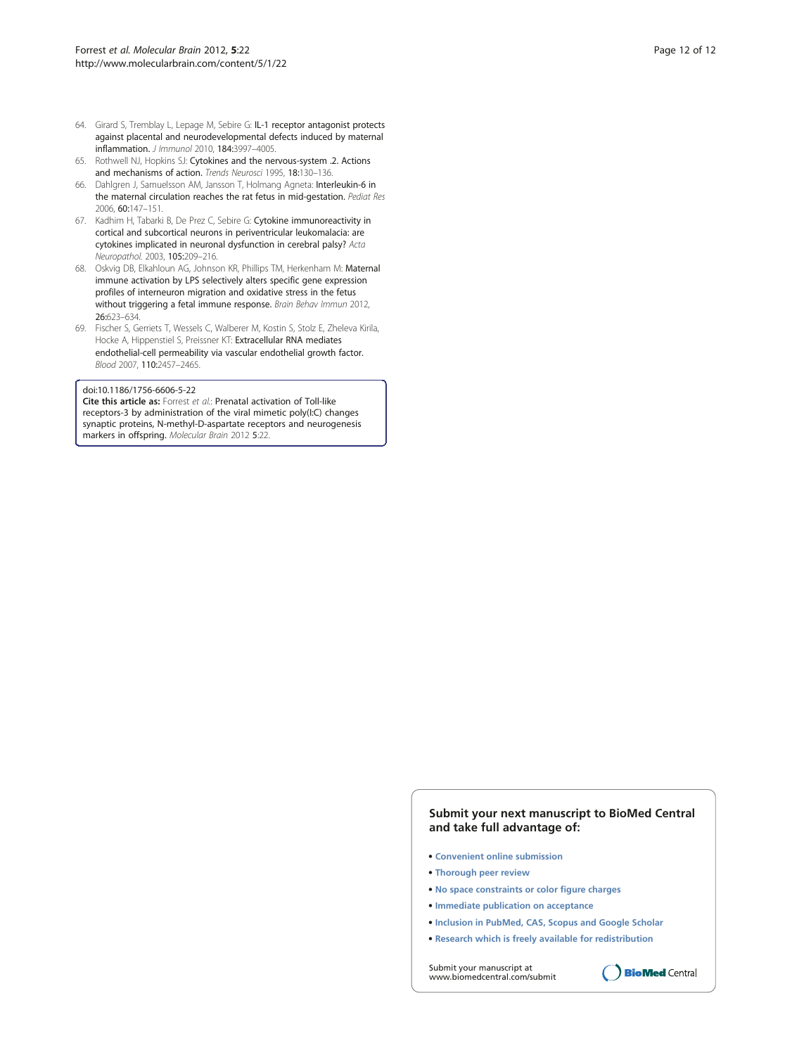64. Girard S, Tremblay L, Lepage M, Sebire G: **IL-1 receptor antagonist protects against placental and neurodevelopmental defects induced by maternal inflammation.** *J Immunol* 2010, **184:**3997–4005.
65. Rothwell NJ, Hopkins SJ: **Cytokines and the nervous-system .2. Actions and mechanisms of action.** *Trends Neurosci* 1995, **18:**130–136.
66. Dahlgren J, Samuelsson AM, Jansson T, Holmang Agneta: **Interleukin-6 in the maternal circulation reaches the rat fetus in mid-gestation.** *Pediat Res* 2006, **60:**147–151.
67. Kadhim H, Tabarki B, De Prez C, Sebire G: **Cytokine immunoreactivity in cortical and subcortical neurons in periventricular leukomalacia: are cytokines implicated in neuronal dysfunction in cerebral palsy?** *Acta Neuropathol.* 2003, **105:**209–216.
68. Oskvig DB, Elkahloun AG, Johnson KR, Phillips TM, Herkenham M: **Maternal immune activation by LPS selectively alters specific gene expression profiles of interneuron migration and oxidative stress in the fetus without triggering a fetal immune response.** *Brain Behav Immun* 2012, **26:**623–634.
69. Fischer S, Gerriets T, Wessels C, Walberer M, Kostin S, Stolz E, Zheleva Kirila, Hocke A, Hippenstiel S, Preissner KT: **Extracellular RNA mediates endothelial-cell permeability via vascular endothelial growth factor.** *Blood* 2007, **110:**2457–2465.

doi:10.1186/1756-6606-5-22

**Cite this article as:** Forrest *et al.*: Prenatal activation of Toll-like receptors-3 by administration of the viral mimetic poly(I:C) changes synaptic proteins, N-methyl-D-aspartate receptors and neurogenesis markers in offspring. *Molecular Brain* 2012 **5**:22.

**Submit your next manuscript to BioMed Central and take full advantage of:**

- **Convenient online submission**
- **Thorough peer review**
- **No space constraints or color figure charges**
- **Immediate publication on acceptance**
- **Inclusion in PubMed, CAS, Scopus and Google Scholar**
- **Research which is freely available for redistribution**

Submit your manuscript at www.biomedcentral.com/submit

BioMed Central